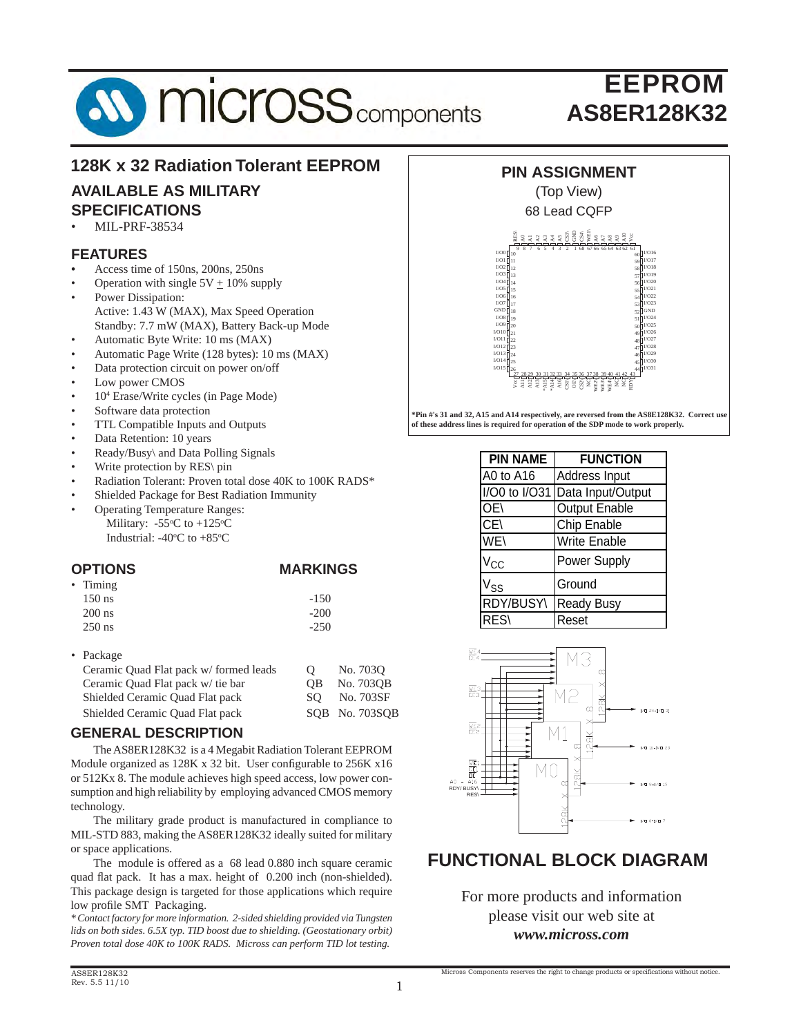# EEPROM
# AS8ER128K32

## 128K x 32 Radiation Tolerant EEPROM

### AVAILABLE AS MILITARY SPECIFICATIONS

- MIL-PRF-38534

### FEATURES

- Access time of 150ns, 200ns, 250ns
- Operation with single 5V + 10% supply
- Power Dissipation:
  Active: 1.43 W (MAX), Max Speed Operation
  Standby: 7.7 mW (MAX), Battery Back-up Mode
- Automatic Byte Write: 10 ms (MAX)
- Automatic Page Write (128 bytes): 10 ms (MAX)
- Data protection circuit on power on/off
- Low power CMOS
- $10^4$ Erase/Write cycles (in Page Mode)
- Software data protection
- TTL Compatible Inputs and Outputs
- Data Retention: 10 years
- Ready/Busy\ and Data Polling Signals
- Write protection by RES\ pin
- Radiation Tolerant: Proven total dose 40K to 100K RADS*
- Shielded Package for Best Radiation Immunity
- Operating Temperature Ranges:
  Military: -55°C to +125°C
  Industrial: -40°C to +85°C

### OPTIONS / MARKINGS

| OPTIONS | MARKINGS | |
|---|---|---|
| • Timing | | |
| 150 ns | -150 | |
| 200 ns | -200 | |
| 250 ns | -250 | |
| • Package | | |
| Ceramic Quad Flat pack w/ formed leads | Q | No. 703Q |
| Ceramic Quad Flat pack w/ tie bar | QB | No. 703QB |
| Shielded Ceramic Quad Flat pack | SQ | No. 703SF |
| Shielded Ceramic Quad Flat pack | SQB | No. 703SQB |

### GENERAL DESCRIPTION

The AS8ER128K32 is a 4 Megabit Radiation Tolerant EEPROM Module organized as 128K x 32 bit. User configurable to 256K x16 or 512Kx 8. The module achieves high speed access, low power consumption and high reliability by employing advanced CMOS memory technology.

The military grade product is manufactured in compliance to MIL-STD 883, making the AS8ER128K32 ideally suited for military or space applications.

The module is offered as a 68 lead 0.880 inch square ceramic quad flat pack. It has a max. height of 0.200 inch (non-shielded). This package design is targeted for those applications which require low profile SMT Packaging.

*\* Contact factory for more information. 2-sided shielding provided via Tungsten lids on both sides. 6.5X typ. TID boost due to shielding. (Geostationary orbit) Proven total dose 40K to 100K RADS. Micross can perform TID lot testing.*

### PIN ASSIGNMENT

(Top View)

68 Lead CQFP

**\*Pin #'s 31 and 32, A15 and A14 respectively, are reversed from the AS8ER128K32. Correct use of these address lines is required for operation of the SDP mode to work properly.**

| PIN NAME | FUNCTION |
|---|---|
| A0 to A16 | Address Input |
| I/O0 to I/O31 | Data Input/Output |
| OE\ | Output Enable |
| CE\ | Chip Enable |
| WE\ | Write Enable |
| $V_{CC}$ | Power Supply |
| $V_{SS}$ | Ground |
| RDY/BUSY\ | Ready Busy |
| RES\ | Reset |

## FUNCTIONAL BLOCK DIAGRAM

For more products and information please visit our web site at ***www.micross.com***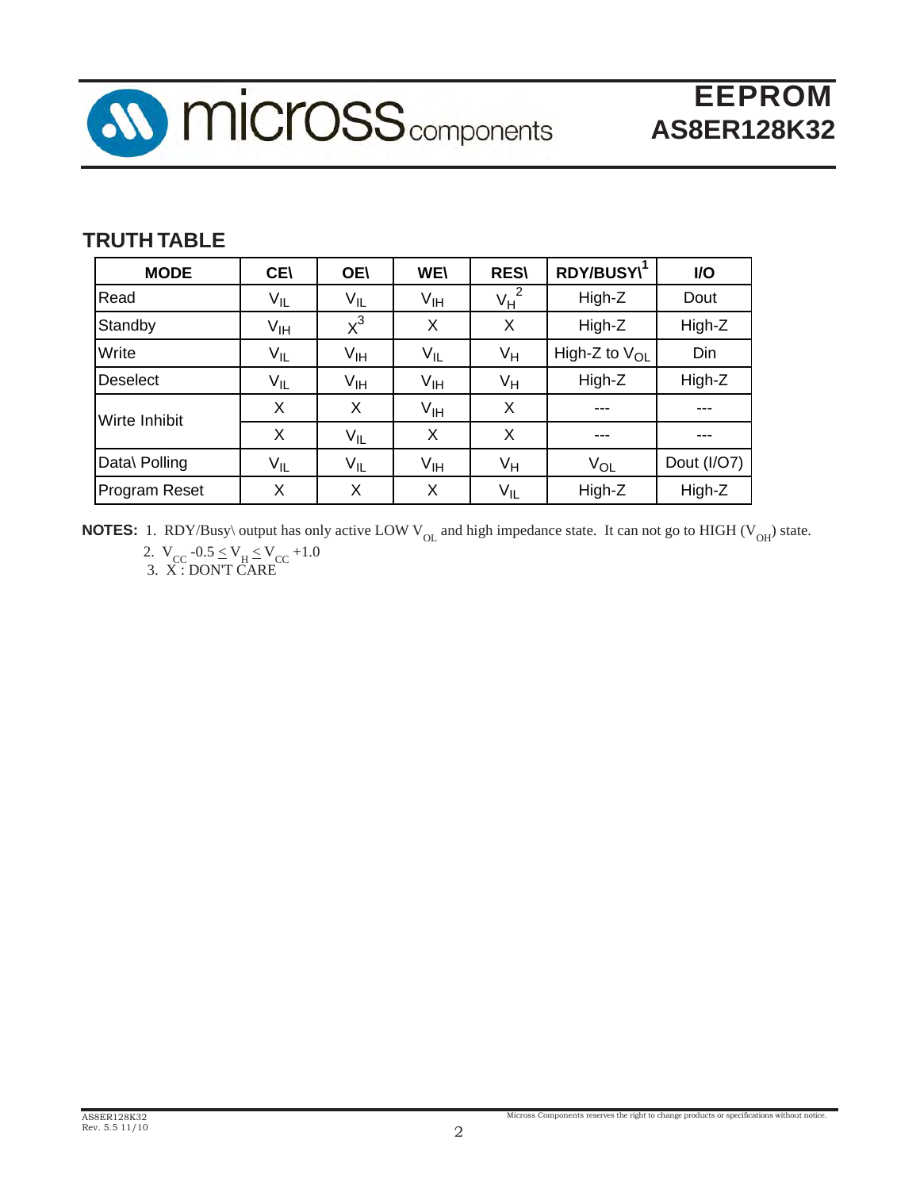## TRUTH TABLE

| MODE | CE\ | OE\ | WE\ | RES\ | RDY/BUSY\ [1] | I/O |
|---|---|---|---|---|---|---|
| Read | $V_{IL}$ | $V_{IL}$ | $V_{IH}$ | $V_H$ [2] | High-Z | Dout |
| Standby | $V_{IH}$ | X [3] | X | X | High-Z | High-Z |
| Write | $V_{IL}$ | $V_{IH}$ | $V_{IL}$ | $V_H$ | High-Z to $V_{OL}$ | Din |
| Deselect | $V_{IL}$ | $V_{IH}$ | $V_{IH}$ | $V_H$ | High-Z | High-Z |
| Wirte Inhibit | X | X | $V_{IH}$ | X | --- | --- |
| | X | $V_{IL}$ | X | X | --- | --- |
| Data\ Polling | $V_{IL}$ | $V_{IL}$ | $V_{IH}$ | $V_H$ | $V_{OL}$ | Dout (I/O7) |
| Program Reset | X | X | X | $V_{IL}$ | High-Z | High-Z |

**NOTES:** 1. RDY/Busy\ output has only active LOW $V_{OL}$ and high impedance state. It can not go to HIGH ($V_{OH}$) state.

2. $V_{CC} - 0.5 \leq V_H \leq V_{CC} + 1.0$

3. X : DON'T CARE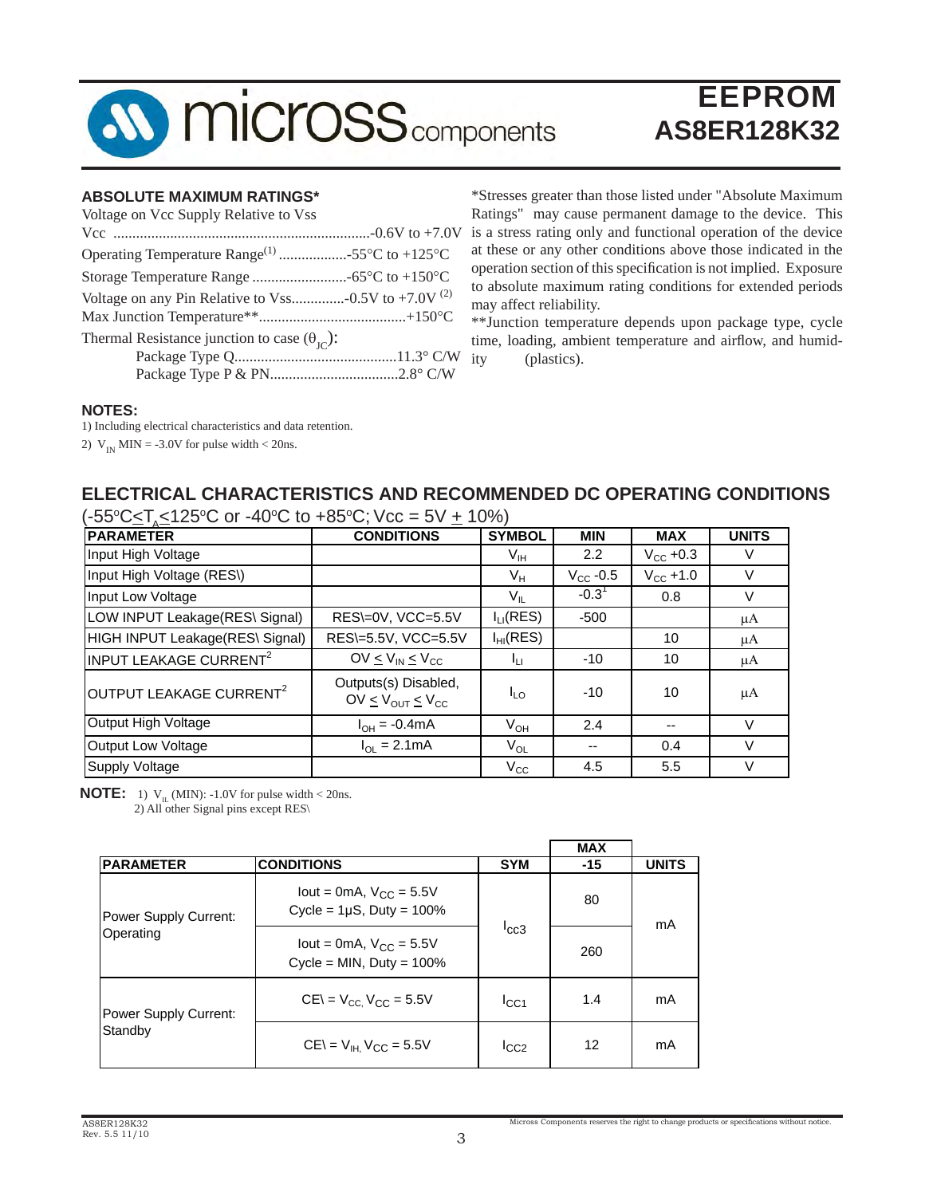## ABSOLUTE MAXIMUM RATINGS*

Voltage on Vcc Supply Relative to Vss

Vcc ....................................................................-0.6V to +7.0V

Operating Temperature Range[1] ..................-55°C to +125°C

Storage Temperature Range ..........................-65°C to +150°C

Voltage on any Pin Relative to Vss..............-0.5V to +7.0V [2]

Max Junction Temperature**.......................................+150°C

Thermal Resistance junction to case ($\theta_{JC}$):

- Package Type Q...........................................11.3° C/W
- Package Type P & PN..................................2.8° C/W

*Stresses greater than those listed under "Absolute Maximum Ratings" may cause permanent damage to the device. This is a stress rating only and functional operation of the device at these or any other conditions above those indicated in the operation section of this specification is not implied. Exposure to absolute maximum rating conditions for extended periods may affect reliability.

**Junction temperature depends upon package type, cycle time, loading, ambient temperature and airflow, and humidity (plastics).

**NOTES:**

1) Including electrical characteristics and data retention.

2) $V_{IN}$ MIN = -3.0V for pulse width < 20ns.

## ELECTRICAL CHARACTERISTICS AND RECOMMENDED DC OPERATING CONDITIONS

(-55°C ≤ $T_A$ ≤ 125°C or -40°C to +85°C; Vcc = 5V ± 10%)

| PARAMETER | CONDITIONS | SYMBOL | MIN | MAX | UNITS |
|---|---|---|---|---|---|
| Input High Voltage | | $V_{IH}$ | 2.2 | $V_{CC}$ +0.3 | V |
| Input High Voltage (RES\) | | $V_H$ | $V_{CC}$ -0.5 | $V_{CC}$ +1.0 | V |
| Input Low Voltage | | $V_{IL}$ | -0.3[1] | 0.8 | V |
| LOW INPUT Leakage(RES\ Signal) | RES\=0V, VCC=5.5V | $I_{LI}$(RES) | -500 | | µA |
| HIGH INPUT Leakage(RES\ Signal) | RES\=5.5V, VCC=5.5V | $I_{HI}$(RES) | | 10 | µA |
| INPUT LEAKAGE CURRENT[2] | 0V ≤ $V_{IN}$ ≤ $V_{CC}$ | $I_{LI}$ | -10 | 10 | µA |
| OUTPUT LEAKAGE CURRENT[2] | Outputs(s) Disabled, 0V ≤ $V_{OUT}$ ≤ $V_{CC}$ | $I_{LO}$ | -10 | 10 | µA |
| Output High Voltage | $I_{OH}$ = -0.4mA | $V_{OH}$ | 2.4 | -- | V |
| Output Low Voltage | $I_{OL}$ = 2.1mA | $V_{OL}$ | -- | 0.4 | V |
| Supply Voltage | | $V_{CC}$ | 4.5 | 5.5 | V |

**NOTE:** 1) $V_{IL}$ (MIN): -1.0V for pulse width < 20ns.
2) All other Signal pins except RES\

| PARAMETER | CONDITIONS | SYM | MAX -15 | UNITS |
|---|---|---|---|---|
| Power Supply Current: Operating | Iout = 0mA, $V_{CC}$ = 5.5V Cycle = 1µS, Duty = 100% | $I_{CC3}$ | 80 | mA |
| | Iout = 0mA, $V_{CC}$ = 5.5V Cycle = MIN, Duty = 100% | | 260 | |
| Power Supply Current: Standby | CE\ = $V_{CC}$, $V_{CC}$ = 5.5V | $I_{CC1}$ | 1.4 | mA |
| | CE\ = $V_{IH}$, $V_{CC}$ = 5.5V | $I_{CC2}$ | 12 | mA |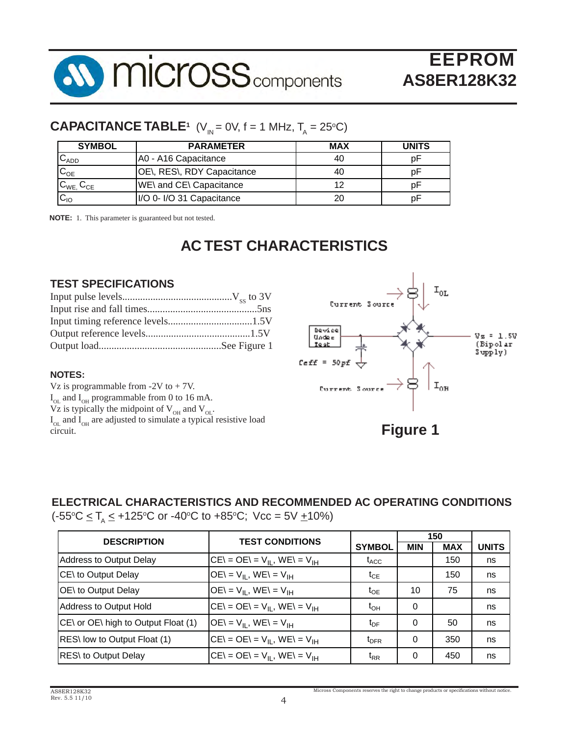## CAPACITANCE TABLE[1] ($V_{IN}$ = 0V, f = 1 MHz, $T_A$ = 25°C)

| SYMBOL | PARAMETER | MAX | UNITS |
|---|---|---|---|
| $C_{ADD}$ | A0 - A16 Capacitance | 40 | pF |
| $C_{OE}$ | OE\, RES\, RDY Capacitance | 40 | pF |
| $C_{WE}$, $C_{CE}$ | WE\ and CE\ Capacitance | 12 | pF |
| $C_{IO}$ | I/O 0- I/O 31 Capacitance | 20 | pF |

**NOTE:** 1. This parameter is guaranteed but not tested.

## AC TEST CHARACTERISTICS

### TEST SPECIFICATIONS

Input pulse levels.......................................... $V_{SS}$ to 3V
Input rise and fall times...........................................5ns
Input timing reference levels.................................1.5V
Output reference levels.........................................1.5V
Output load................................................See Figure 1

### NOTES:

Vz is programmable from -2V to + 7V.
$I_{OL}$ and $I_{OH}$ programmable from 0 to 16 mA.
Vz is typically the midpoint of $V_{OH}$ and $V_{OL}$.
$I_{OL}$ and $I_{OH}$ are adjusted to simulate a typical resistive load circuit.

Current Source, $I_{OL}$; Device Under Test; Ceff = 50pf; Vz = 1.5V (Bipolar Supply); Current Source, $I_{OH}$

**Figure 1**

## ELECTRICAL CHARACTERISTICS AND RECOMMENDED AC OPERATING CONDITIONS

(-55°C ≤ $T_A$ ≤ +125°C or -40°C to +85°C; Vcc = 5V ±10%)

| DESCRIPTION | TEST CONDITIONS | SYMBOL | 150 MIN | 150 MAX | UNITS |
|---|---|---|---|---|---|
| Address to Output Delay | CE\ = OE\ = $V_{IL}$, WE\ = $V_{IH}$ | $t_{ACC}$ | | 150 | ns |
| CE\ to Output Delay | OE\ = $V_{IL}$, WE\ = $V_{IH}$ | $t_{CE}$ | | 150 | ns |
| OE\ to Output Delay | OE\ = $V_{IL}$, WE\ = $V_{IH}$ | $t_{OE}$ | 10 | 75 | ns |
| Address to Output Hold | CE\ = OE\ = $V_{IL}$, WE\ = $V_{IH}$ | $t_{OH}$ | 0 | | ns |
| CE\ or OE\ high to Output Float (1) | OE\ = $V_{IL}$, WE\ = $V_{IH}$ | $t_{DF}$ | 0 | 50 | ns |
| RES\ low to Output Float (1) | CE\ = OE\ = $V_{IL}$, WE\ = $V_{IH}$ | $t_{DFR}$ | 0 | 350 | ns |
| RES\ to Output Delay | CE\ = OE\ = $V_{IL}$, WE\ = $V_{IH}$ | $t_{RR}$ | 0 | 450 | ns |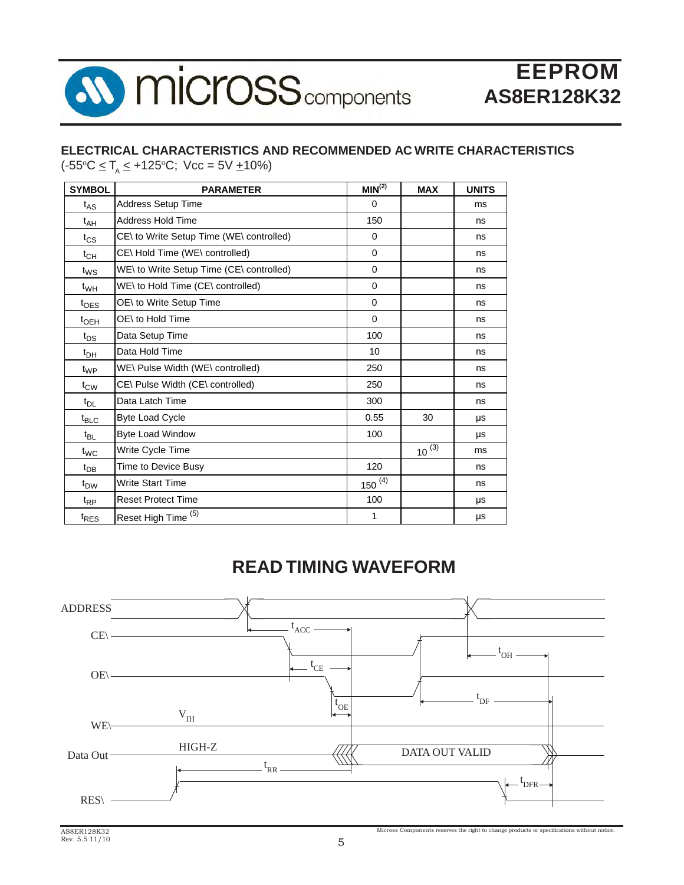## ELECTRICAL CHARACTERISTICS AND RECOMMENDED AC WRITE CHARACTERISTICS

(-55°C ≤ $T_A$ ≤ +125°C; Vcc = 5V ±10%)

| SYMBOL | PARAMETER | MIN[2] | MAX | UNITS |
|---|---|---|---|---|
| $t_{AS}$ | Address Setup Time | 0 | | ms |
| $t_{AH}$ | Address Hold Time | 150 | | ns |
| $t_{CS}$ | CE\ to Write Setup Time (WE\ controlled) | 0 | | ns |
| $t_{CH}$ | CE\ Hold Time (WE\ controlled) | 0 | | ns |
| $t_{WS}$ | WE\ to Write Setup Time (CE\ controlled) | 0 | | ns |
| $t_{WH}$ | WE\ to Hold Time (CE\ controlled) | 0 | | ns |
| $t_{OES}$ | OE\ to Write Setup Time | 0 | | ns |
| $t_{OEH}$ | OE\ to Hold Time | 0 | | ns |
| $t_{DS}$ | Data Setup Time | 100 | | ns |
| $t_{DH}$ | Data Hold Time | 10 | | ns |
| $t_{WP}$ | WE\ Pulse Width (WE\ controlled) | 250 | | ns |
| $t_{CW}$ | CE\ Pulse Width (CE\ controlled) | 250 | | ns |
| $t_{DL}$ | Data Latch Time | 300 | | ns |
| $t_{BLC}$ | Byte Load Cycle | 0.55 | 30 | µs |
| $t_{BL}$ | Byte Load Window | 100 | | µs |
| $t_{WC}$ | Write Cycle Time | | 10 [3] | ms |
| $t_{DB}$ | Time to Device Busy | 120 | | ns |
| $t_{DW}$ | Write Start Time | 150 [4] | | ns |
| $t_{RP}$ | Reset Protect Time | 100 | | µs |
| $t_{RES}$ | Reset High Time [5] | 1 | | µs |

## READ TIMING WAVEFORM

ADDRESS

CE\

OE\

WE\

Data Out

RES\

$t_{ACC}$ $t_{CE}$ $t_{OE}$ $t_{OH}$ $t_{DF}$ $t_{RR}$ $t_{DFR}$

$V_{IH}$

HIGH-Z

DATA OUT VALID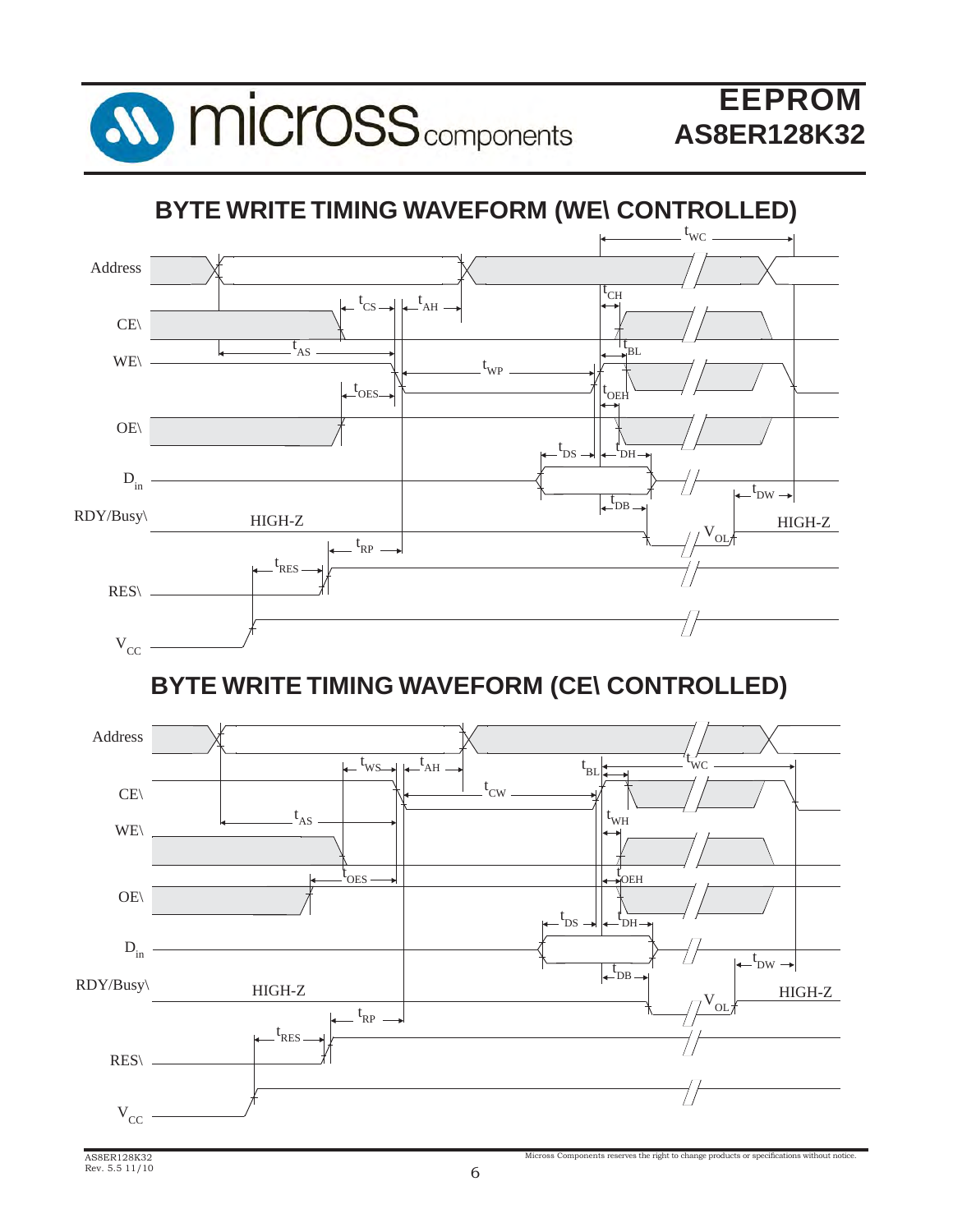## BYTE WRITE TIMING WAVEFORM (WE\ CONTROLLED)

## BYTE WRITE TIMING WAVEFORM (CE\ CONTROLLED)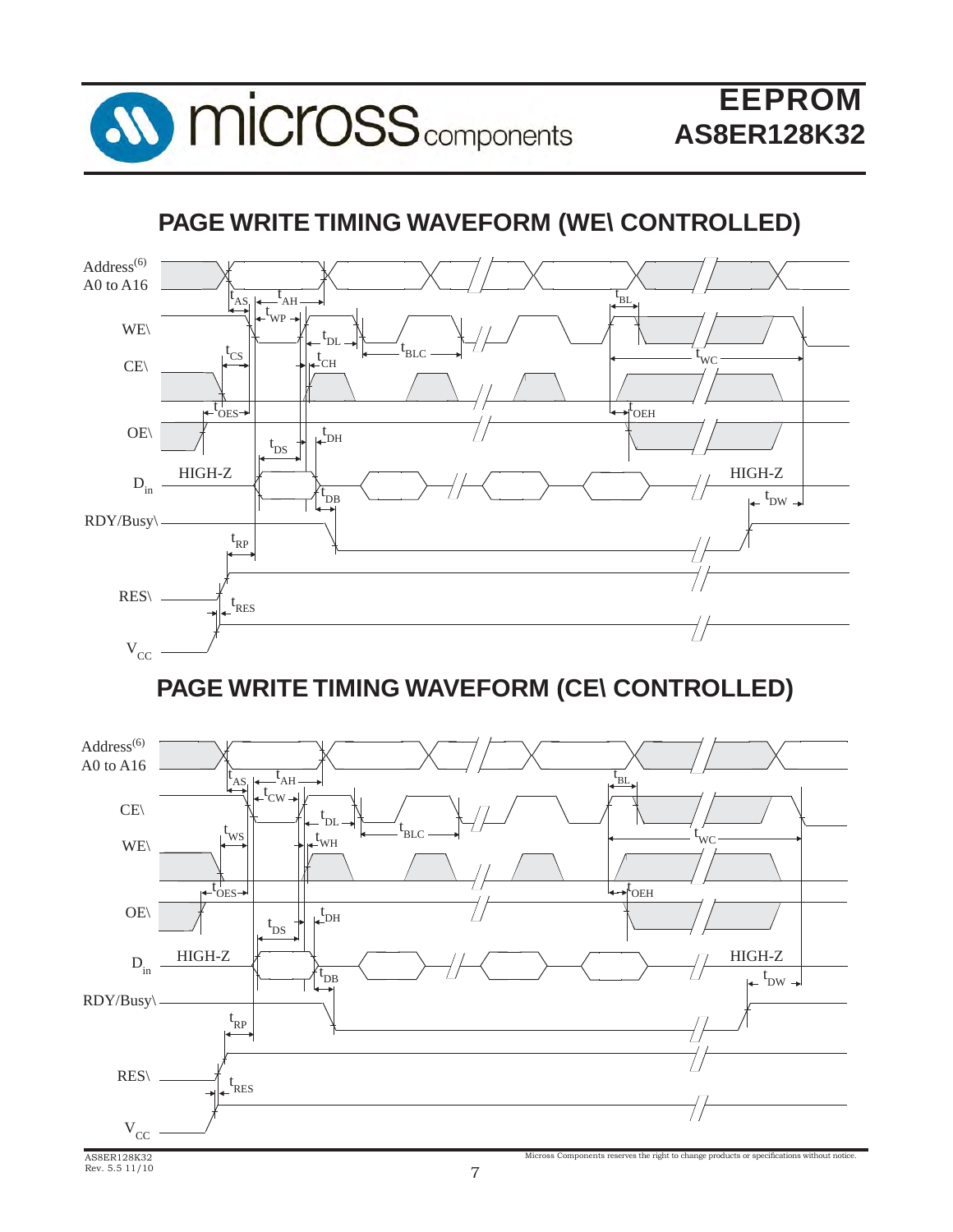## PAGE WRITE TIMING WAVEFORM (WE\ CONTROLLED)

Address(6)
A0 to A16

$t_{AS}$ $t_{AH}$ $t_{BL}$

$t_{WP}$

WE\

$t_{DL}$ $t_{BLC}$

$t_{CS}$ $t_{CH}$ $t_{WC}$

CE\

$t_{OES}$ $t_{OEH}$

OE\

$t_{DS}$ $t_{DH}$

$D_{in}$ HIGH-Z HIGH-Z

$t_{DB}$ $t_{DW}$

RDY/Busy\

$t_{RP}$

RES\

$t_{RES}$

$V_{CC}$

## PAGE WRITE TIMING WAVEFORM (CE\ CONTROLLED)

Address(6)
A0 to A16

$t_{AS}$ $t_{AH}$ $t_{BL}$

$t_{CW}$

CE\

$t_{DL}$ $t_{BLC}$

$t_{WS}$ $t_{WH}$ $t_{WC}$

WE\

$t_{OES}$ $t_{OEH}$

OE\

$t_{DS}$ $t_{DH}$

$D_{in}$ HIGH-Z HIGH-Z

$t_{DB}$ $t_{DW}$

RDY/Busy\

$t_{RP}$

RES\

$t_{RES}$

$V_{CC}$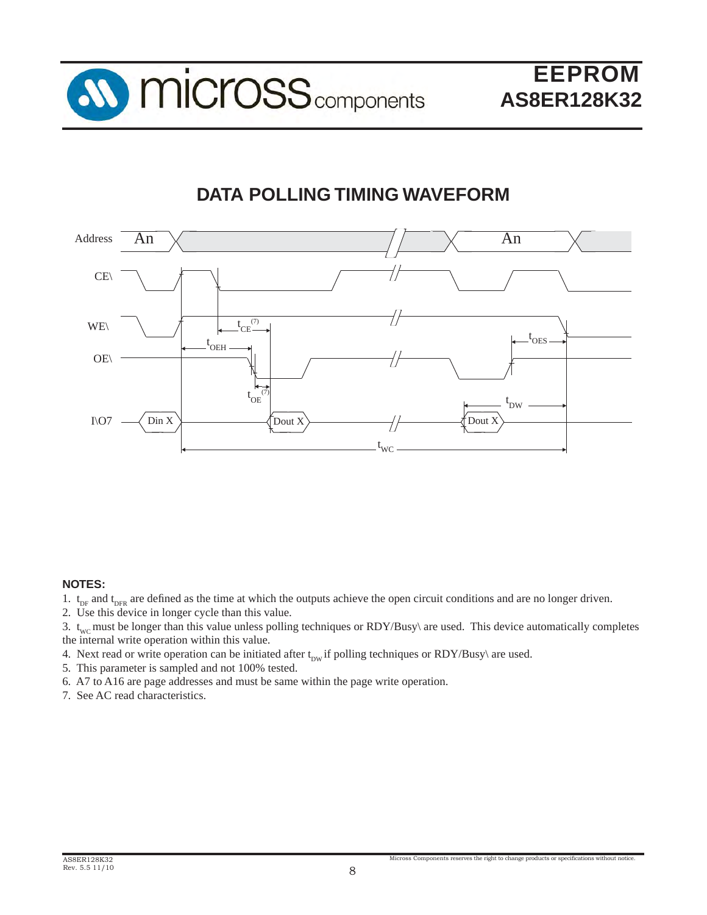## DATA POLLING TIMING WAVEFORM

**NOTES:**

1. $t_{DF}$ and $t_{DFR}$ are defined as the time at which the outputs achieve the open circuit conditions and are no longer driven.
2. Use this device in longer cycle than this value.
3. $t_{WC}$ must be longer than this value unless polling techniques or RDY/Busy\ are used. This device automatically completes the internal write operation within this value.
4. Next read or write operation can be initiated after $t_{DW}$ if polling techniques or RDY/Busy\ are used.
5. This parameter is sampled and not 100% tested.
6. A7 to A16 are page addresses and must be same within the page write operation.
7. See AC read characteristics.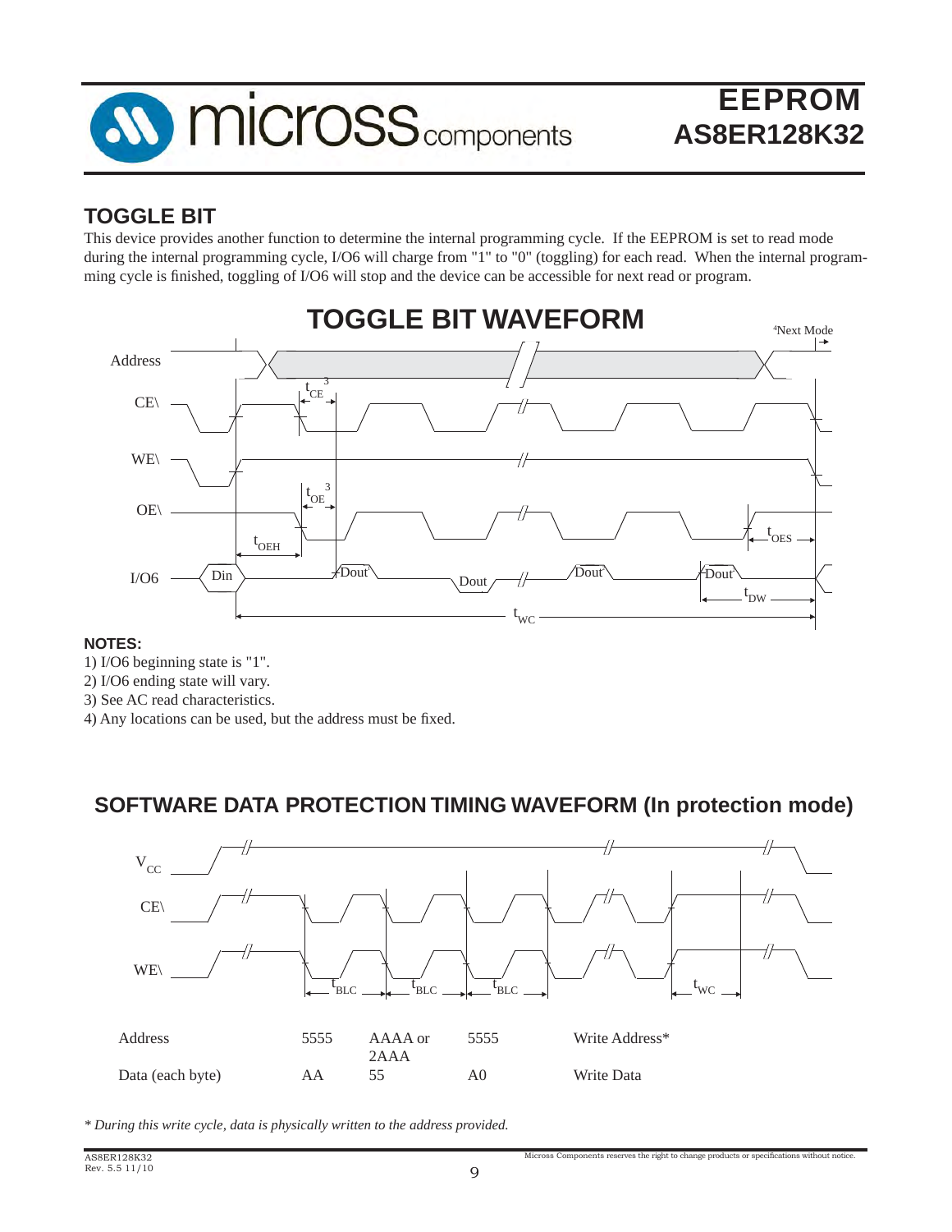## TOGGLE BIT

This device provides another function to determine the internal programming cycle. If the EEPROM is set to read mode during the internal programming cycle, I/O6 will charge from "1" to "0" (toggling) for each read. When the internal programming cycle is finished, toggling of I/O6 will stop and the device can be accessible for next read or program.

## TOGGLE BIT WAVEFORM

**NOTES:**

1) I/O6 beginning state is "1".
2) I/O6 ending state will vary.
3) See AC read characteristics.
4) Any locations can be used, but the address must be fixed.

## SOFTWARE DATA PROTECTION TIMING WAVEFORM (In protection mode)

| Address | 5555 | AAAA or 2AAA | 5555 | Write Address* |
|---|---|---|---|---|
| Data (each byte) | AA | 55 | A0 | Write Data |

*\* During this write cycle, data is physically written to the address provided.*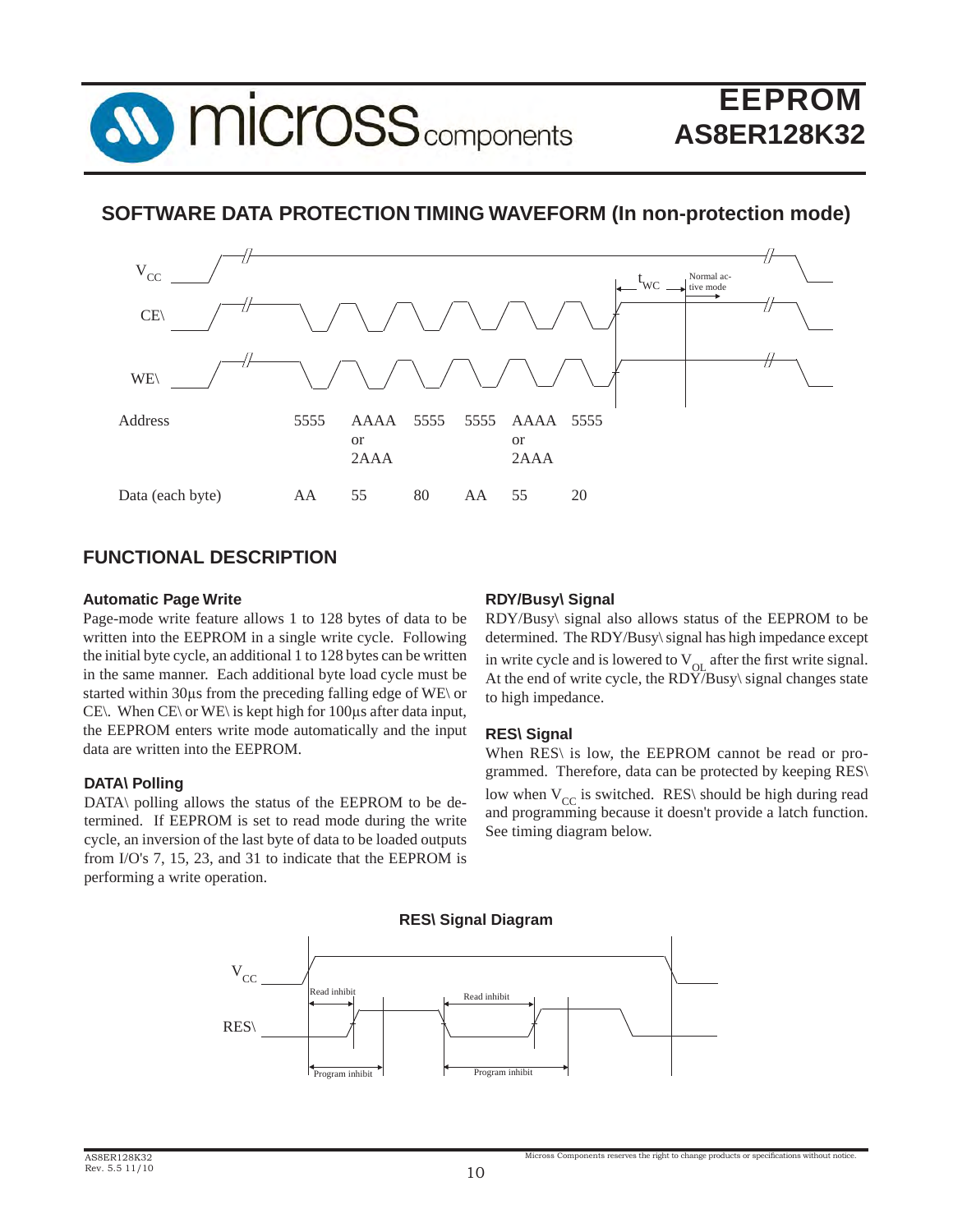## SOFTWARE DATA PROTECTION TIMING WAVEFORM (In non-protection mode)

| Address | 5555 | AAAA or 2AAA | 5555 | 5555 | AAAA or 2AAA | 5555 |
|---|---|---|---|---|---|---|
| Data (each byte) | AA | 55 | 80 | AA | 55 | 20 |

## FUNCTIONAL DESCRIPTION

### Automatic Page Write

Page-mode write feature allows 1 to 128 bytes of data to be written into the EEPROM in a single write cycle. Following the initial byte cycle, an additional 1 to 128 bytes can be written in the same manner. Each additional byte load cycle must be started within 30µs from the preceding falling edge of WE\ or CE\. When CE\ or WE\ is kept high for 100µs after data input, the EEPROM enters write mode automatically and the input data are written into the EEPROM.

### DATA\ Polling

DATA\ polling allows the status of the EEPROM to be determined. If EEPROM is set to read mode during the write cycle, an inversion of the last byte of data to be loaded outputs from I/O's 7, 15, 23, and 31 to indicate that the EEPROM is performing a write operation.

### RDY/Busy\ Signal

RDY/Busy\ signal also allows status of the EEPROM to be determined. The RDY/Busy\ signal has high impedance except in write cycle and is lowered to $V_{OL}$ after the first write signal. At the end of write cycle, the RDY/Busy\ signal changes state to high impedance.

### RES\ Signal

When RES\ is low, the EEPROM cannot be read or programmed. Therefore, data can be protected by keeping RES\ low when $V_{CC}$ is switched. RES\ should be high during read and programming because it doesn't provide a latch function. See timing diagram below.

### RES\ Signal Diagram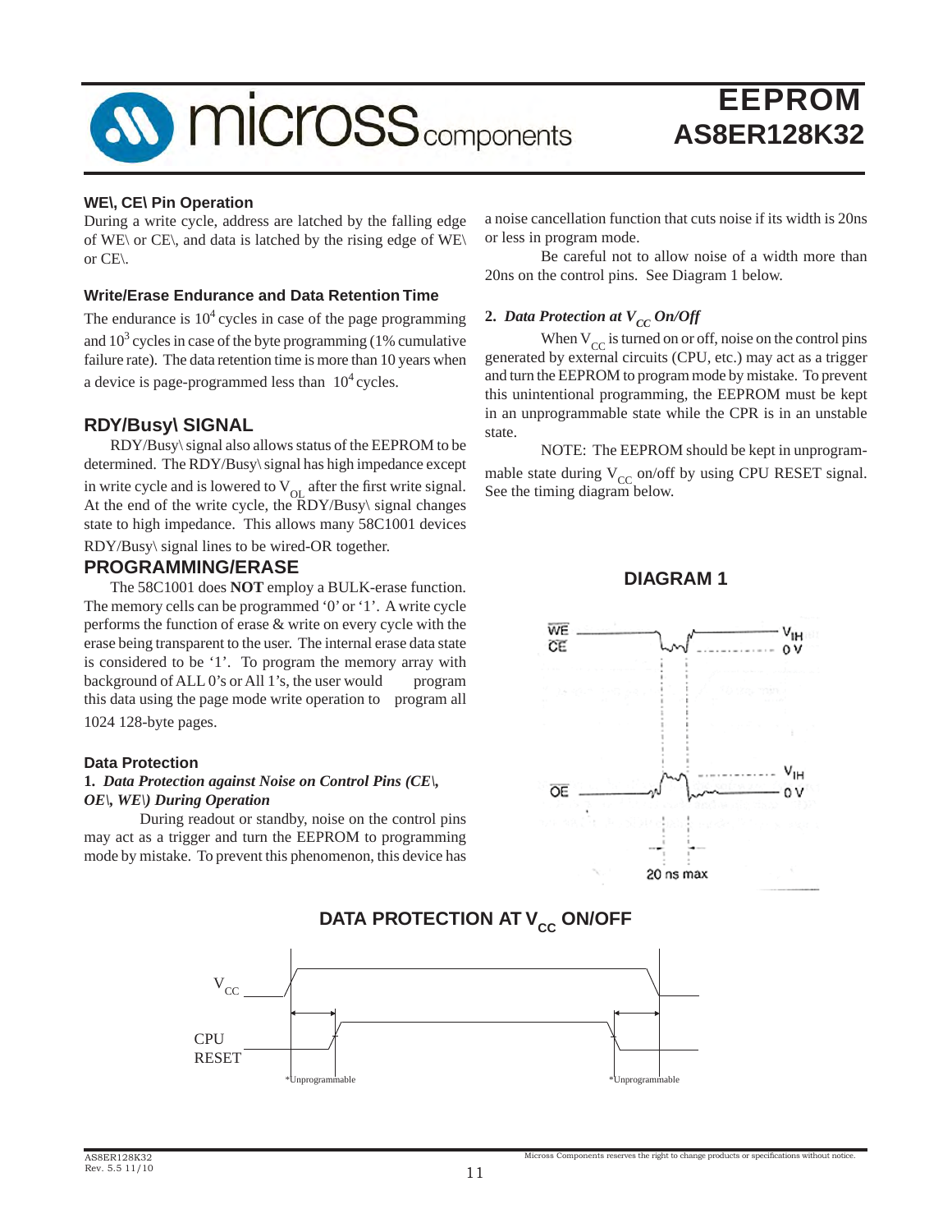### WE\, CE\ Pin Operation

During a write cycle, address are latched by the falling edge of WE\ or CE\, and data is latched by the rising edge of WE\ or CE\.

### Write/Erase Endurance and Data Retention Time

The endurance is $10^4$ cycles in case of the page programming and $10^3$ cycles in case of the byte programming (1% cumulative failure rate). The data retention time is more than 10 years when a device is page-programmed less than $10^4$ cycles.

## RDY/Busy\ SIGNAL

RDY/Busy\ signal also allows status of the EEPROM to be determined. The RDY/Busy\ signal has high impedance except in write cycle and is lowered to $V_{OL}$ after the first write signal. At the end of the write cycle, the RDY/Busy\ signal changes state to high impedance. This allows many 58C1001 devices RDY/Busy\ signal lines to be wired-OR together.

## PROGRAMMING/ERASE

The 58C1001 does **NOT** employ a BULK-erase function. The memory cells can be programmed '0' or '1'. A write cycle performs the function of erase & write on every cycle with the erase being transparent to the user. The internal erase data state is considered to be '1'. To program the memory array with background of ALL 0's or All 1's, the user would program this data using the page mode write operation to program all 1024 128-byte pages.

### Data Protection

**1.** ***Data Protection against Noise on Control Pins (CE\, OE\, WE\) During Operation***

During readout or standby, noise on the control pins may act as a trigger and turn the EEPROM to programming mode by mistake. To prevent this phenomenon, this device has a noise cancellation function that cuts noise if its width is 20ns or less in program mode.

Be careful not to allow noise of a width more than 20ns on the control pins. See Diagram 1 below.

**2.** ***Data Protection at $V_{CC}$ On/Off***

When $V_{CC}$ is turned on or off, noise on the control pins generated by external circuits (CPU, etc.) may act as a trigger and turn the EEPROM to program mode by mistake. To prevent this unintentional programming, the EEPROM must be kept in an unprogrammable state while the CPR is in an unstable state.

NOTE: The EEPROM should be kept in unprogrammable state during $V_{CC}$ on/off by using CPU RESET signal. See the timing diagram below.

### DIAGRAM 1

WE / CE — $V_{IH}$, 0 V

OE — $V_{IH}$, 0 V

20 ns max

### DATA PROTECTION AT $V_{CC}$ ON/OFF

$V_{CC}$

CPU RESET

*Unprogrammable &nbsp;&nbsp;&nbsp;&nbsp; *Unprogrammable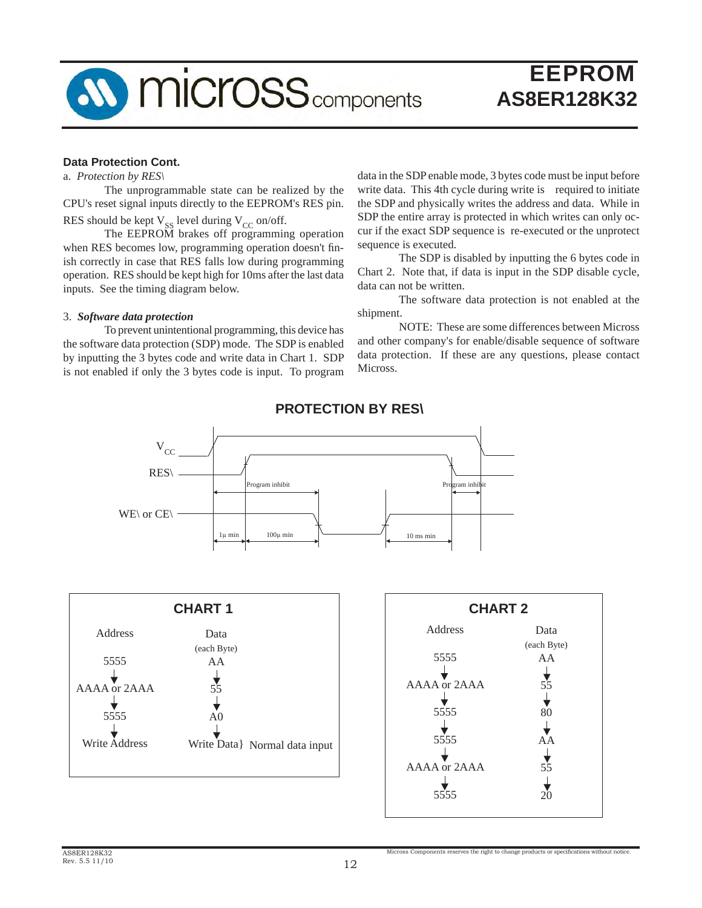**Data Protection Cont.**

a. *Protection by RES\*

The unprogrammable state can be realized by the CPU's reset signal inputs directly to the EEPROM's RES pin. RES should be kept $V_{SS}$ level during $V_{CC}$ on/off.

The EEPROM brakes off programming operation when RES becomes low, programming operation doesn't finish correctly in case that RES falls low during programming operation. RES should be kept high for 10ms after the last data inputs. See the timing diagram below.

3. ***Software data protection***

To prevent unintentional programming, this device has the software data protection (SDP) mode. The SDP is enabled by inputting the 3 bytes code and write data in Chart 1. SDP is not enabled if only the 3 bytes code is input. To program data in the SDP enable mode, 3 bytes code must be input before write data. This 4th cycle during write is required to initiate the SDP and physically writes the address and data. While in SDP the entire array is protected in which writes can only occur if the exact SDP sequence is re-executed or the unprotect sequence is executed.

The SDP is disabled by inputting the 6 bytes code in Chart 2. Note that, if data is input in the SDP disable cycle, data can not be written.

The software data protection is not enabled at the shipment.

NOTE: These are some differences between Micross and other company's for enable/disable sequence of software data protection. If these are any questions, please contact Micross.

## PROTECTION BY RES\

$V_{CC}$

RES\

Program inhibit — Program inhibit

WE\ or CE\

1µ min — 100µ min — 10 ms min

**CHART 1**

| Address | Data (each Byte) |
|---|---|
| 5555 | AA |
| ↓ | ↓ |
| AAAA or 2AAA | 55 |
| ↓ | ↓ |
| 5555 | A0 |
| ↓ | ↓ |
| Write Address | Write Data} Normal data input |

**CHART 2**

| Address | Data (each Byte) |
|---|---|
| 5555 | AA |
| ↓ | ↓ |
| AAAA or 2AAA | 55 |
| ↓ | ↓ |
| 5555 | 80 |
| ↓ | ↓ |
| 5555 | AA |
| ↓ | ↓ |
| AAAA or 2AAA | 55 |
| ↓ | ↓ |
| 5555 | 20 |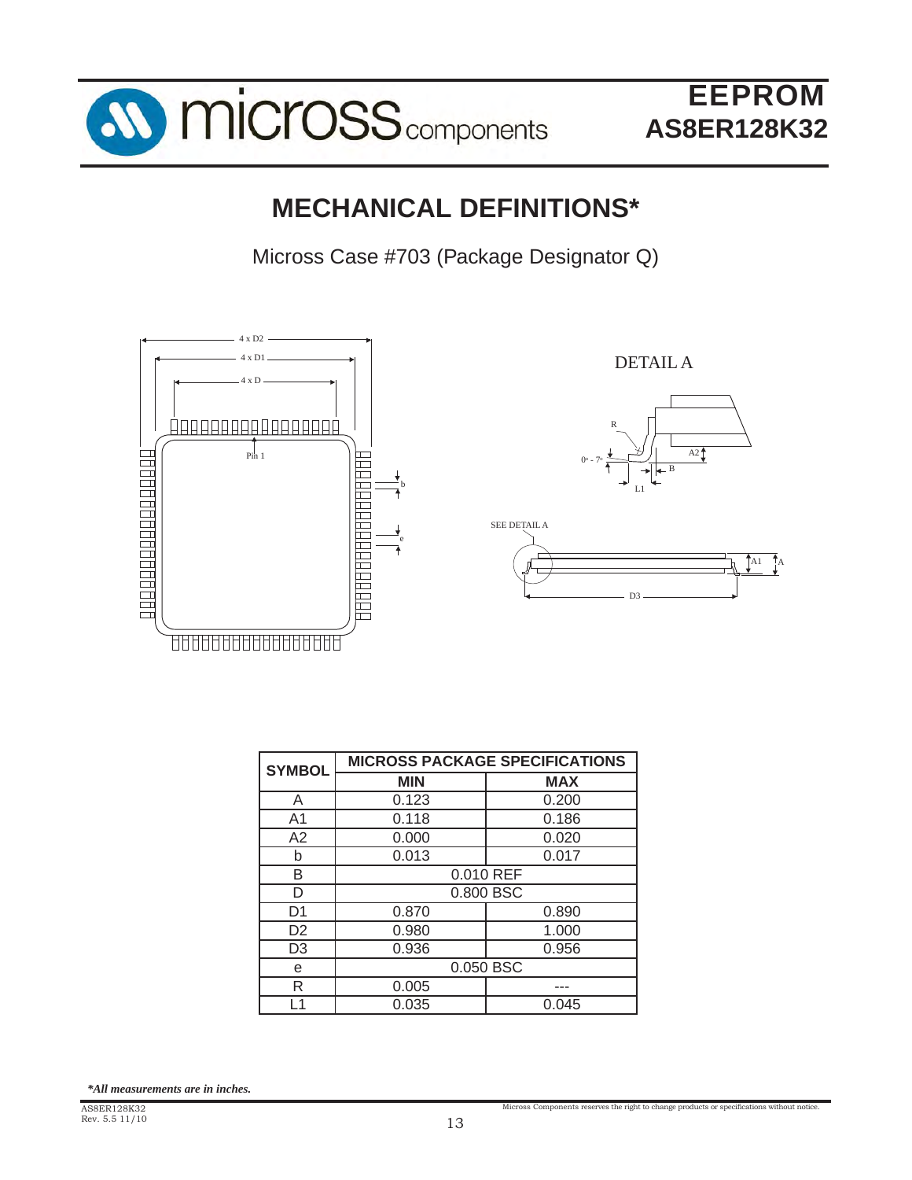# MECHANICAL DEFINITIONS*

Micross Case #703 (Package Designator Q)

| SYMBOL | MICROSS PACKAGE SPECIFICATIONS | |
|---|---|---|
| | MIN | MAX |
| A | 0.123 | 0.200 |
| A1 | 0.118 | 0.186 |
| A2 | 0.000 | 0.020 |
| b | 0.013 | 0.017 |
| B | 0.010 REF | |
| D | 0.800 BSC | |
| D1 | 0.870 | 0.890 |
| D2 | 0.980 | 1.000 |
| D3 | 0.936 | 0.956 |
| e | 0.050 BSC | |
| R | 0.005 | --- |
| L1 | 0.035 | 0.045 |

***All measurements are in inches.***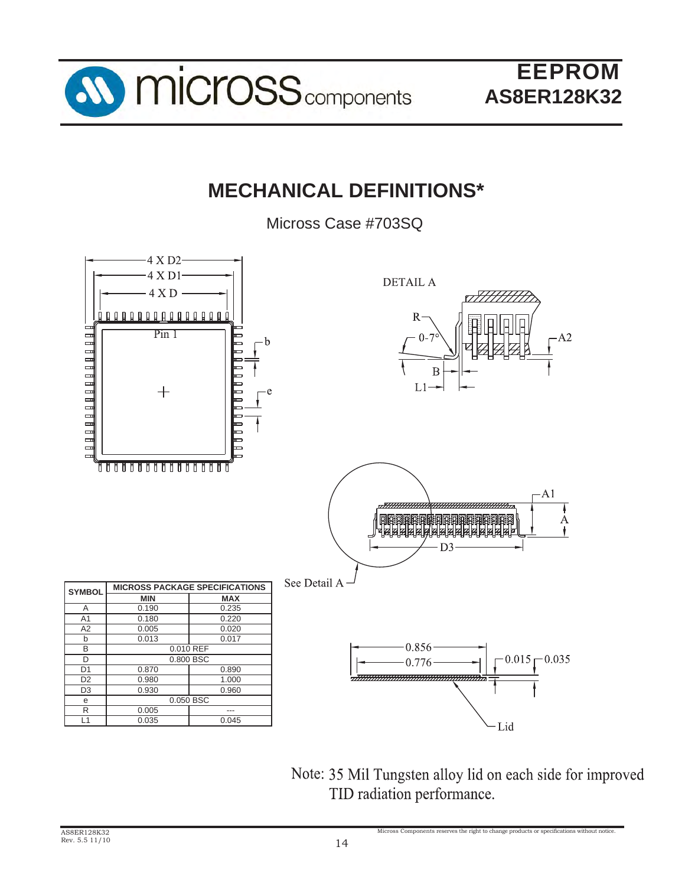# MECHANICAL DEFINITIONS*

Micross Case #703SQ

| SYMBOL | MICROSS PACKAGE SPECIFICATIONS | |
|---|---|---|
| | MIN | MAX |
| A | 0.190 | 0.235 |
| A1 | 0.180 | 0.220 |
| A2 | 0.005 | 0.020 |
| b | 0.013 | 0.017 |
| B | 0.010 REF | |
| D | 0.800 BSC | |
| D1 | 0.870 | 0.890 |
| D2 | 0.980 | 1.000 |
| D3 | 0.930 | 0.960 |
| e | 0.050 BSC | |
| R | 0.005 | --- |
| L1 | 0.035 | 0.045 |

Note: 35 Mil Tungsten alloy lid on each side for improved TID radiation performance.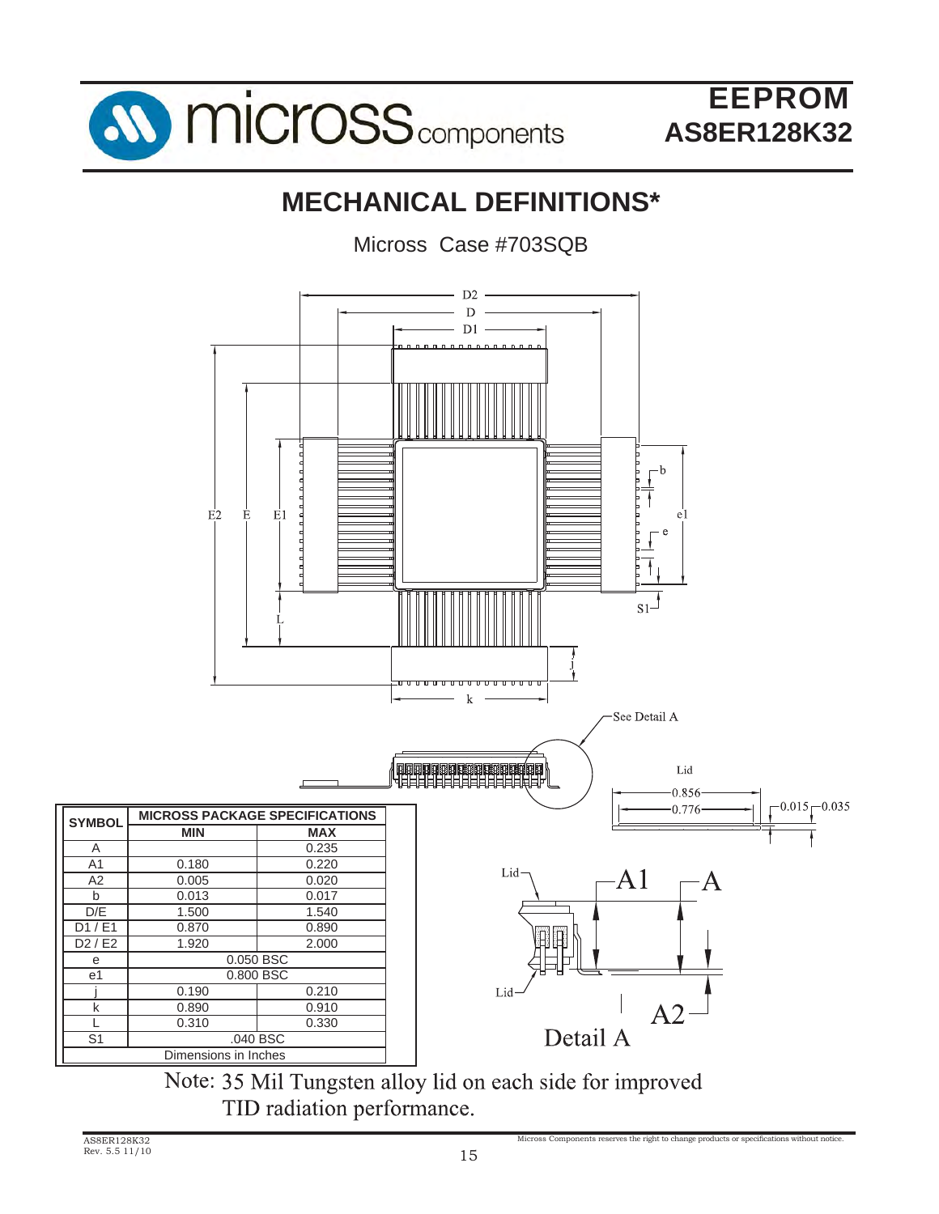# MECHANICAL DEFINITIONS*

Micross Case #703SQB

| SYMBOL | MICROSS PACKAGE SPECIFICATIONS | |
|---|---|---|
| | MIN | MAX |
| A | | 0.235 |
| A1 | 0.180 | 0.220 |
| A2 | 0.005 | 0.020 |
| b | 0.013 | 0.017 |
| D/E | 1.500 | 1.540 |
| D1 / E1 | 0.870 | 0.890 |
| D2 / E2 | 1.920 | 2.000 |
| e | 0.050 BSC | |
| e1 | 0.800 BSC | |
| j | 0.190 | 0.210 |
| k | 0.890 | 0.910 |
| L | 0.310 | 0.330 |
| S1 | .040 BSC | |
| Dimensions in Inches | | |

Note: 35 Mil Tungsten alloy lid on each side for improved TID radiation performance.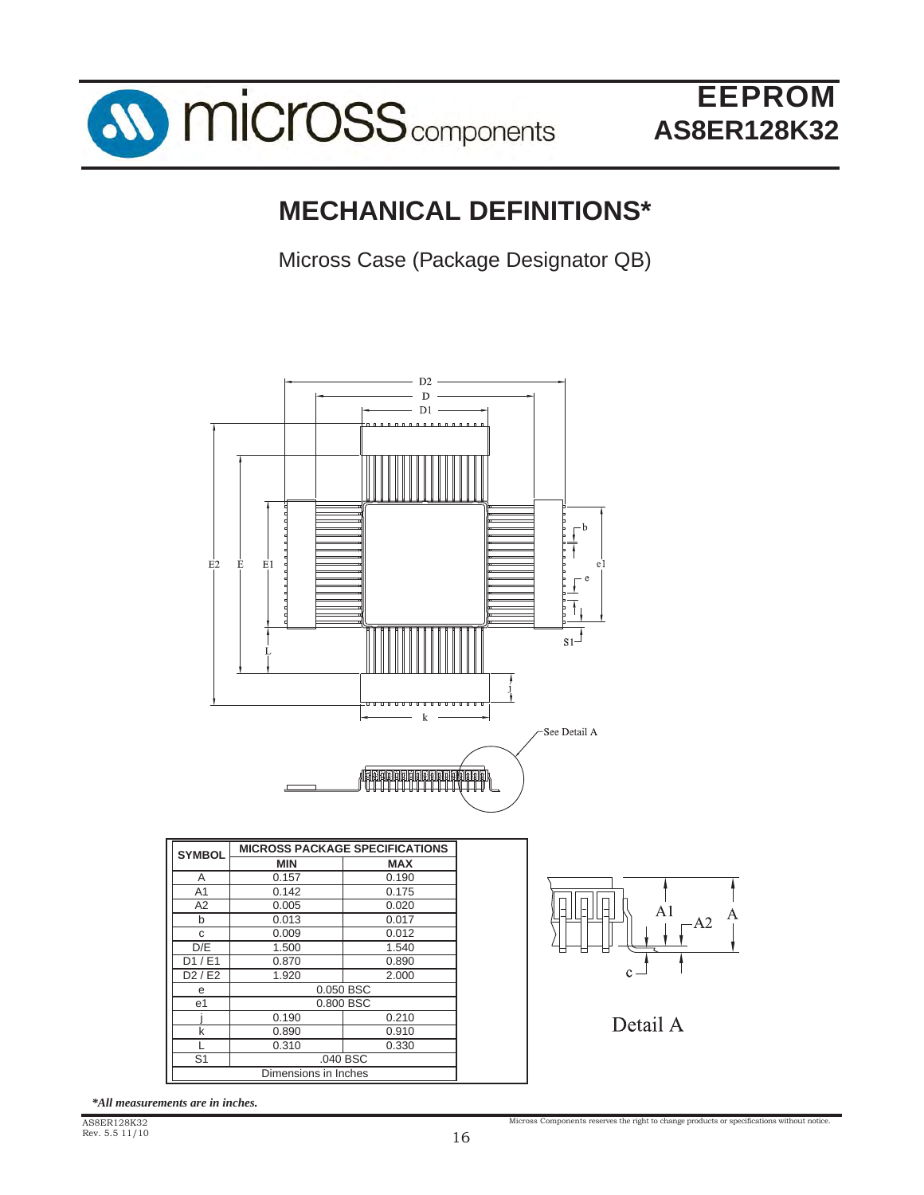## MECHANICAL DEFINITIONS*

Micross Case (Package Designator QB)

| SYMBOL | MICROSS PACKAGE SPECIFICATIONS | |
|---|---|---|
| | MIN | MAX |
| A | 0.157 | 0.190 |
| A1 | 0.142 | 0.175 |
| A2 | 0.005 | 0.020 |
| b | 0.013 | 0.017 |
| c | 0.009 | 0.012 |
| D/E | 1.500 | 1.540 |
| D1 / E1 | 0.870 | 0.890 |
| D2 / E2 | 1.920 | 2.000 |
| e | 0.050 BSC | |
| e1 | 0.800 BSC | |
| j | 0.190 | 0.210 |
| k | 0.890 | 0.910 |
| L | 0.310 | 0.330 |
| S1 | .040 BSC | |
| Dimensions in Inches | | |

Detail A

*All measurements are in inches.*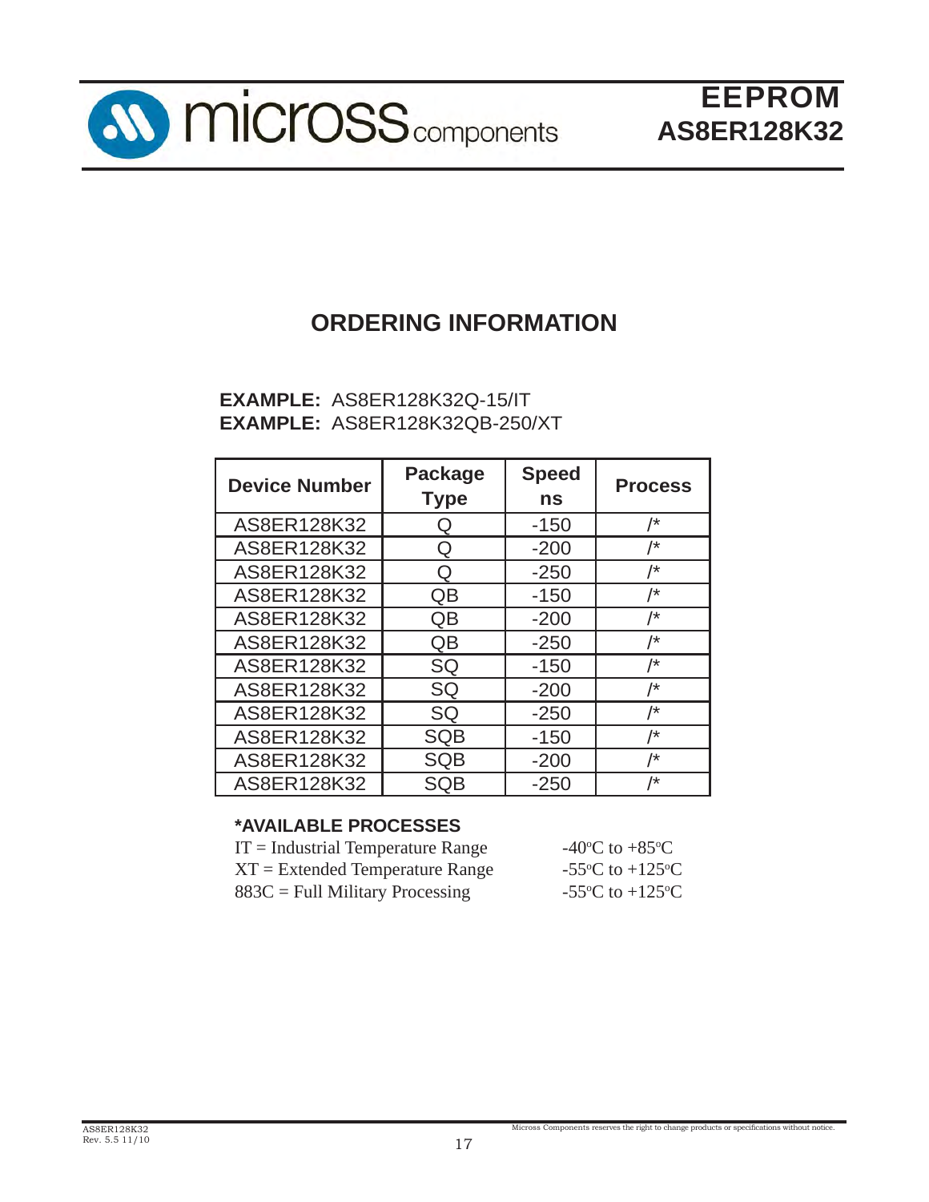## ORDERING INFORMATION

**EXAMPLE:** AS8ER128K32Q-15/IT
**EXAMPLE:** AS8ER128K32QB-250/XT

| Device Number | Package Type | Speed ns | Process |
|---|---|---|---|
| AS8ER128K32 | Q | -150 | /* |
| AS8ER128K32 | Q | -200 | /* |
| AS8ER128K32 | Q | -250 | /* |
| AS8ER128K32 | QB | -150 | /* |
| AS8ER128K32 | QB | -200 | /* |
| AS8ER128K32 | QB | -250 | /* |
| AS8ER128K32 | SQ | -150 | /* |
| AS8ER128K32 | SQ | -200 | /* |
| AS8ER128K32 | SQ | -250 | /* |
| AS8ER128K32 | SQB | -150 | /* |
| AS8ER128K32 | SQB | -200 | /* |
| AS8ER128K32 | SQB | -250 | /* |

**\*AVAILABLE PROCESSES**

| | |
|---|---|
| IT = Industrial Temperature Range | -40°C to +85°C |
| XT = Extended Temperature Range | -55°C to +125°C |
| 883C = Full Military Processing | -55°C to +125°C |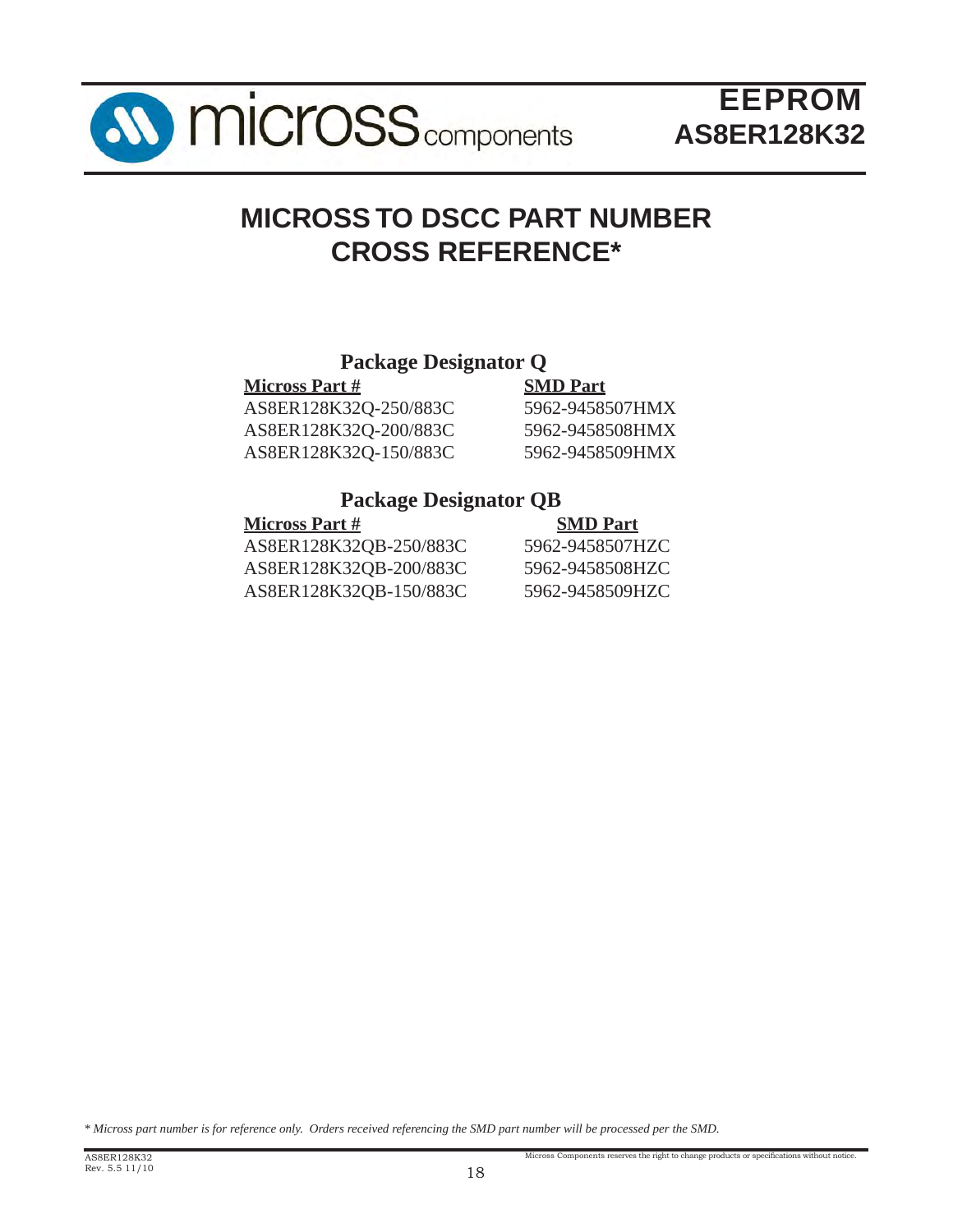# MICROSS TO DSCC PART NUMBER CROSS REFERENCE*

## Package Designator Q

| Micross Part # | SMD Part |
|---|---|
| AS8ER128K32Q-250/883C | 5962-9458507HMX |
| AS8ER128K32Q-200/883C | 5962-9458508HMX |
| AS8ER128K32Q-150/883C | 5962-9458509HMX |

## Package Designator QB

| Micross Part # | SMD Part |
|---|---|
| AS8ER128K32QB-250/883C | 5962-9458507HZC |
| AS8ER128K32QB-200/883C | 5962-9458508HZC |
| AS8ER128K32QB-150/883C | 5962-9458509HZC |

*\* Micross part number is for reference only. Orders received referencing the SMD part number will be processed per the SMD.*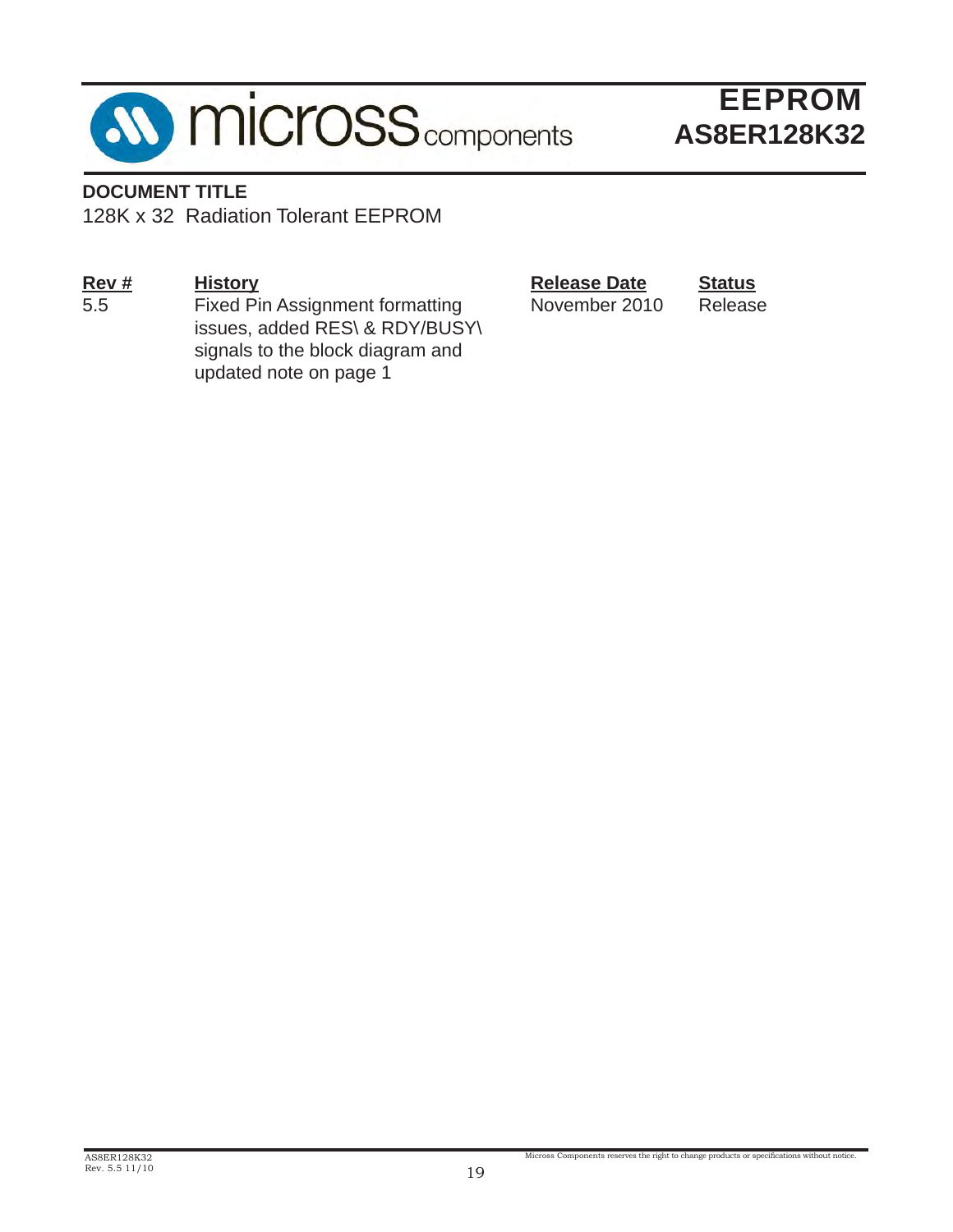**DOCUMENT TITLE**

128K x 32 Radiation Tolerant EEPROM

| Rev # | History | Release Date | Status |
|---|---|---|---|
| 5.5 | Fixed Pin Assignment formatting issues, added RES\ & RDY/BUSY\ signals to the block diagram and updated note on page 1 | November 2010 | Release |